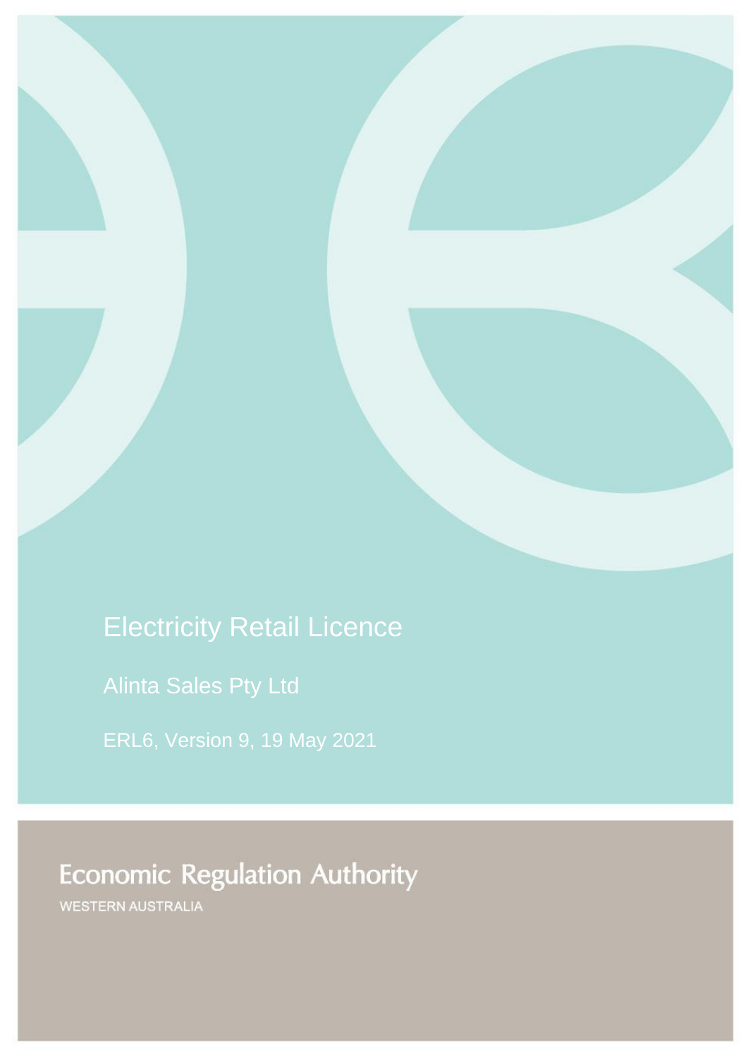# Electricity Retail Licence

Alinta Sales Pty Ltd

ERL6, Version 9, 19 May 2021

Economic Regulation Authority

WESTERN AUSTRALIA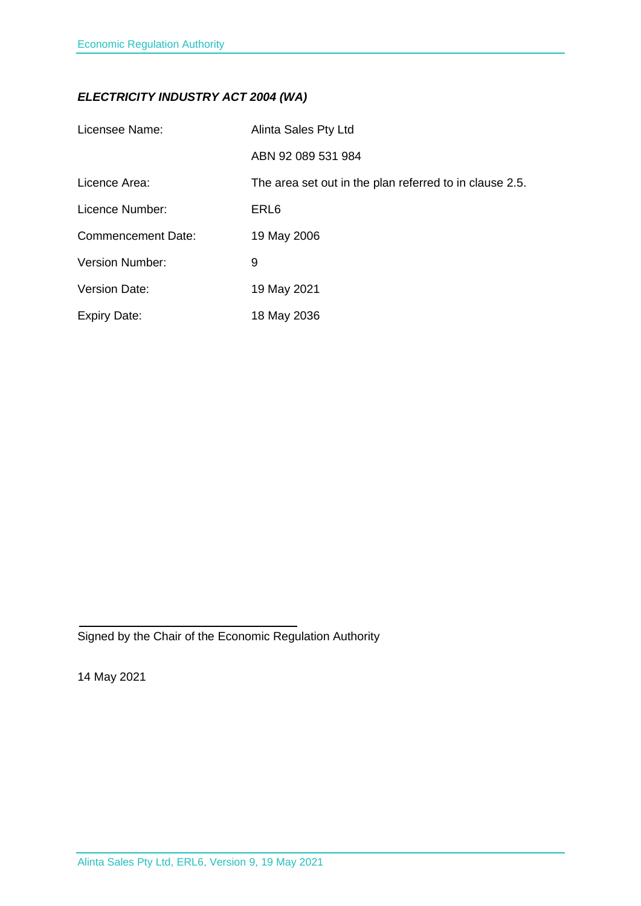***ELECTRICITY INDUSTRY ACT 2004 (WA)***

| | |
|---|---|
| Licensee Name: | Alinta Sales Pty Ltd |
| | ABN 92 089 531 984 |
| Licence Area: | The area set out in the plan referred to in clause 2.5. |
| Licence Number: | ERL6 |
| Commencement Date: | 19 May 2006 |
| Version Number: | 9 |
| Version Date: | 19 May 2021 |
| Expiry Date: | 18 May 2036 |

Signed by the Chair of the Economic Regulation Authority

14 May 2021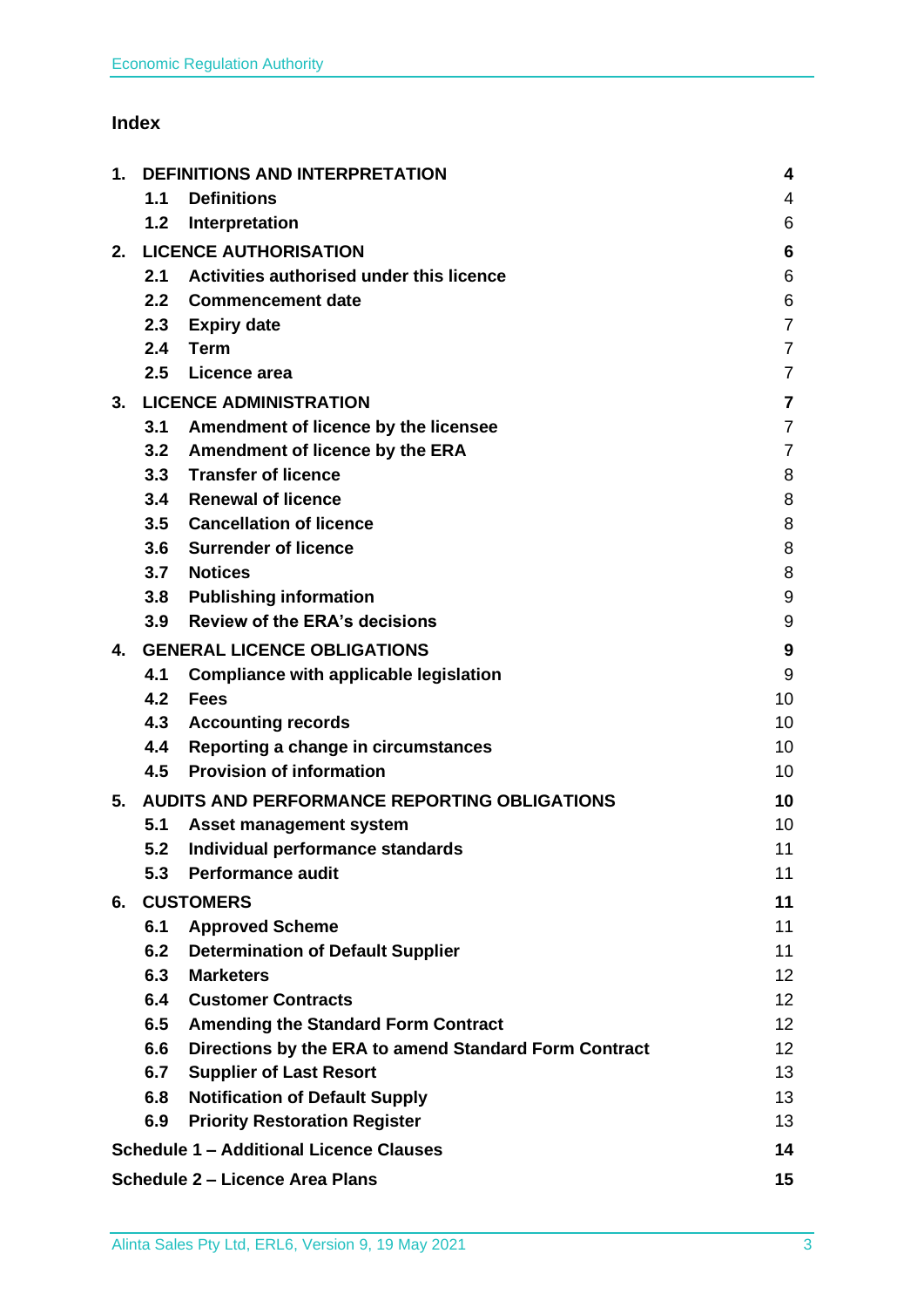## Index

| | | |
|---|---|---|
| **1.** | **DEFINITIONS AND INTERPRETATION** | **4** |
| | **1.1 Definitions** | 4 |
| | **1.2 Interpretation** | 6 |
| **2.** | **LICENCE AUTHORISATION** | **6** |
| | **2.1 Activities authorised under this licence** | 6 |
| | **2.2 Commencement date** | 6 |
| | **2.3 Expiry date** | 7 |
| | **2.4 Term** | 7 |
| | **2.5 Licence area** | 7 |
| **3.** | **LICENCE ADMINISTRATION** | **7** |
| | **3.1 Amendment of licence by the licensee** | 7 |
| | **3.2 Amendment of licence by the ERA** | 7 |
| | **3.3 Transfer of licence** | 8 |
| | **3.4 Renewal of licence** | 8 |
| | **3.5 Cancellation of licence** | 8 |
| | **3.6 Surrender of licence** | 8 |
| | **3.7 Notices** | 8 |
| | **3.8 Publishing information** | 9 |
| | **3.9 Review of the ERA's decisions** | 9 |
| **4.** | **GENERAL LICENCE OBLIGATIONS** | **9** |
| | **4.1 Compliance with applicable legislation** | 9 |
| | **4.2 Fees** | 10 |
| | **4.3 Accounting records** | 10 |
| | **4.4 Reporting a change in circumstances** | 10 |
| | **4.5 Provision of information** | 10 |
| **5.** | **AUDITS AND PERFORMANCE REPORTING OBLIGATIONS** | **10** |
| | **5.1 Asset management system** | 10 |
| | **5.2 Individual performance standards** | 11 |
| | **5.3 Performance audit** | 11 |
| **6.** | **CUSTOMERS** | **11** |
| | **6.1 Approved Scheme** | 11 |
| | **6.2 Determination of Default Supplier** | 11 |
| | **6.3 Marketers** | 12 |
| | **6.4 Customer Contracts** | 12 |
| | **6.5 Amending the Standard Form Contract** | 12 |
| | **6.6 Directions by the ERA to amend Standard Form Contract** | 12 |
| | **6.7 Supplier of Last Resort** | 13 |
| | **6.8 Notification of Default Supply** | 13 |
| | **6.9 Priority Restoration Register** | 13 |
| **Schedule 1 – Additional Licence Clauses** | | **14** |
| **Schedule 2 – Licence Area Plans** | | **15** |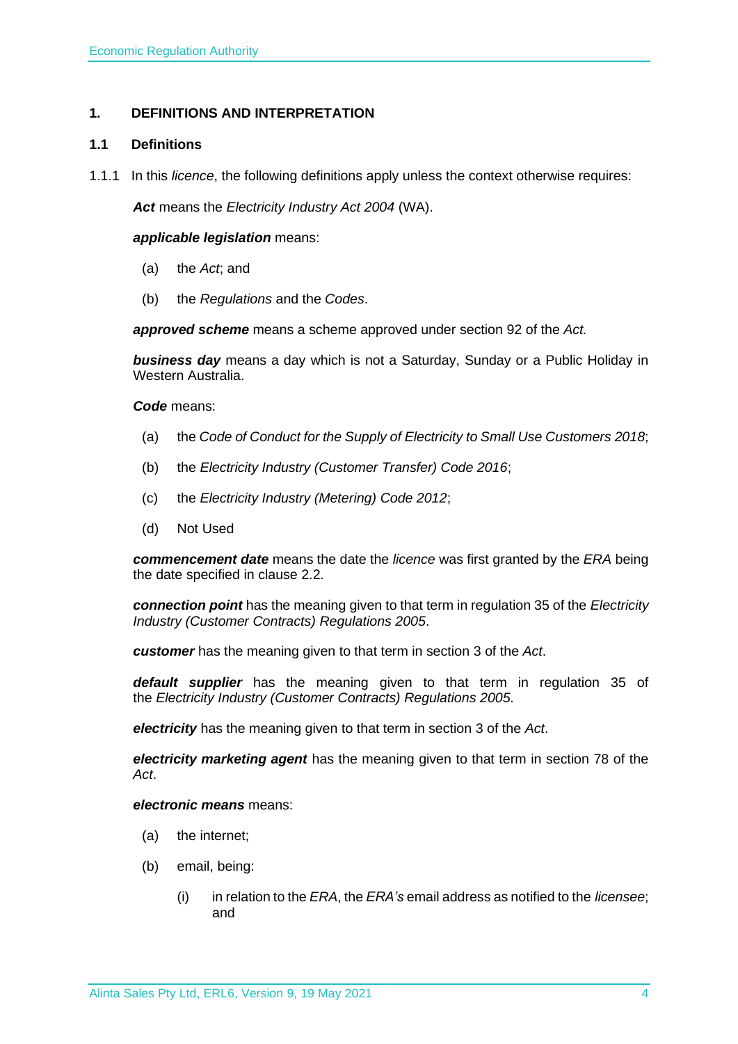# 1. DEFINITIONS AND INTERPRETATION

## 1.1 Definitions

1.1.1 In this *licence*, the following definitions apply unless the context otherwise requires:

***Act*** means the *Electricity Industry Act 2004* (WA).

***applicable legislation*** means:

(a) the *Act*; and

(b) the *Regulations* and the *Codes*.

***approved scheme*** means a scheme approved under section 92 of the *Act.*

***business day*** means a day which is not a Saturday, Sunday or a Public Holiday in Western Australia.

***Code*** means:

(a) the *Code of Conduct for the Supply of Electricity to Small Use Customers 2018*;

(b) the *Electricity Industry (Customer Transfer) Code 2016*;

(c) the *Electricity Industry (Metering) Code 2012*;

(d) Not Used

***commencement date*** means the date the *licence* was first granted by the *ERA* being the date specified in clause 2.2.

***connection point*** has the meaning given to that term in regulation 35 of the *Electricity Industry (Customer Contracts) Regulations 2005*.

***customer*** has the meaning given to that term in section 3 of the *Act*.

***default supplier*** has the meaning given to that term in regulation 35 of the *Electricity Industry (Customer Contracts) Regulations 2005.*

***electricity*** has the meaning given to that term in section 3 of the *Act*.

***electricity marketing agent*** has the meaning given to that term in section 78 of the *Act*.

***electronic means*** means:

(a) the internet;

(b) email, being:

(i) in relation to the *ERA*, the *ERA's* email address as notified to the *licensee*; and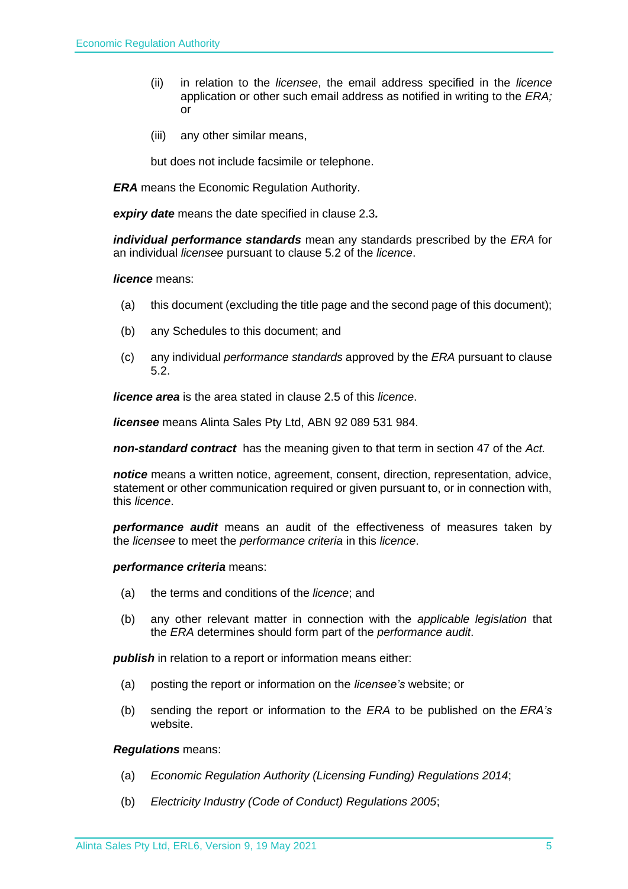(ii) in relation to the *licensee*, the email address specified in the *licence* application or other such email address as notified in writing to the *ERA;* or

(iii) any other similar means,

but does not include facsimile or telephone.

***ERA*** means the Economic Regulation Authority.

***expiry date*** means the date specified in clause 2.3***.***

***individual performance standards*** mean any standards prescribed by the *ERA* for an individual *licensee* pursuant to clause 5.2 of the *licence*.

***licence*** means:

(a) this document (excluding the title page and the second page of this document);

(b) any Schedules to this document; and

(c) any individual *performance standards* approved by the *ERA* pursuant to clause 5.2.

***licence area*** is the area stated in clause 2.5 of this *licence*.

***licensee*** means Alinta Sales Pty Ltd, ABN 92 089 531 984.

***non-standard contract*** has the meaning given to that term in section 47 of the *Act.*

***notice*** means a written notice, agreement, consent, direction, representation, advice, statement or other communication required or given pursuant to, or in connection with, this *licence*.

***performance audit*** means an audit of the effectiveness of measures taken by the *licensee* to meet the *performance criteria* in this *licence*.

***performance criteria*** means:

(a) the terms and conditions of the *licence*; and

(b) any other relevant matter in connection with the *applicable legislation* that the *ERA* determines should form part of the *performance audit*.

***publish*** in relation to a report or information means either:

(a) posting the report or information on the *licensee's* website; or

(b) sending the report or information to the *ERA* to be published on the *ERA's* website.

***Regulations*** means:

(a) *Economic Regulation Authority (Licensing Funding) Regulations 2014*;

(b) *Electricity Industry (Code of Conduct) Regulations 2005*;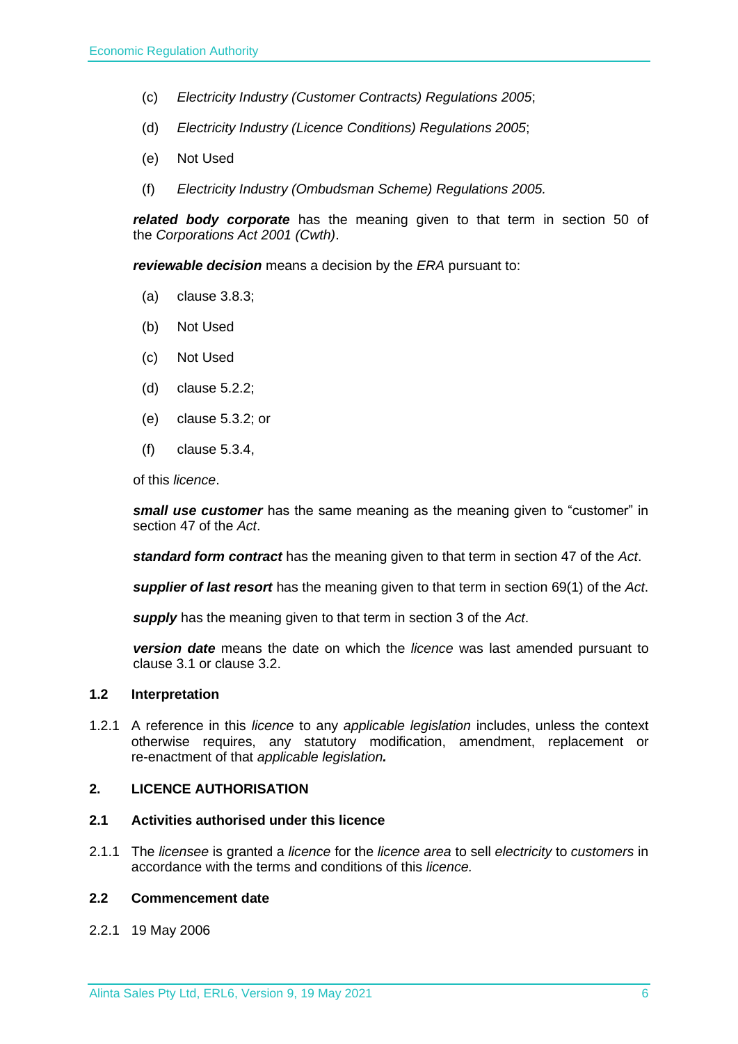(c) *Electricity Industry (Customer Contracts) Regulations 2005*;

(d) *Electricity Industry (Licence Conditions) Regulations 2005*;

(e) Not Used

(f) *Electricity Industry (Ombudsman Scheme) Regulations 2005.*

***related body corporate*** has the meaning given to that term in section 50 of the *Corporations Act 2001 (Cwth)*.

***reviewable decision*** means a decision by the *ERA* pursuant to:

(a) clause 3.8.3;

(b) Not Used

(c) Not Used

(d) clause 5.2.2;

(e) clause 5.3.2; or

(f) clause 5.3.4,

of this *licence*.

***small use customer*** has the same meaning as the meaning given to "customer" in section 47 of the *Act*.

***standard form contract*** has the meaning given to that term in section 47 of the *Act*.

***supplier of last resort*** has the meaning given to that term in section 69(1) of the *Act*.

***supply*** has the meaning given to that term in section 3 of the *Act*.

***version date*** means the date on which the *licence* was last amended pursuant to clause 3.1 or clause 3.2.

### 1.2 Interpretation

1.2.1 A reference in this *licence* to any *applicable legislation* includes, unless the context otherwise requires, any statutory modification, amendment, replacement or re-enactment of that *applicable legislation.*

## 2. LICENCE AUTHORISATION

### 2.1 Activities authorised under this licence

2.1.1 The *licensee* is granted a *licence* for the *licence area* to sell *electricity* to *customers* in accordance with the terms and conditions of this *licence.*

### 2.2 Commencement date

2.2.1 19 May 2006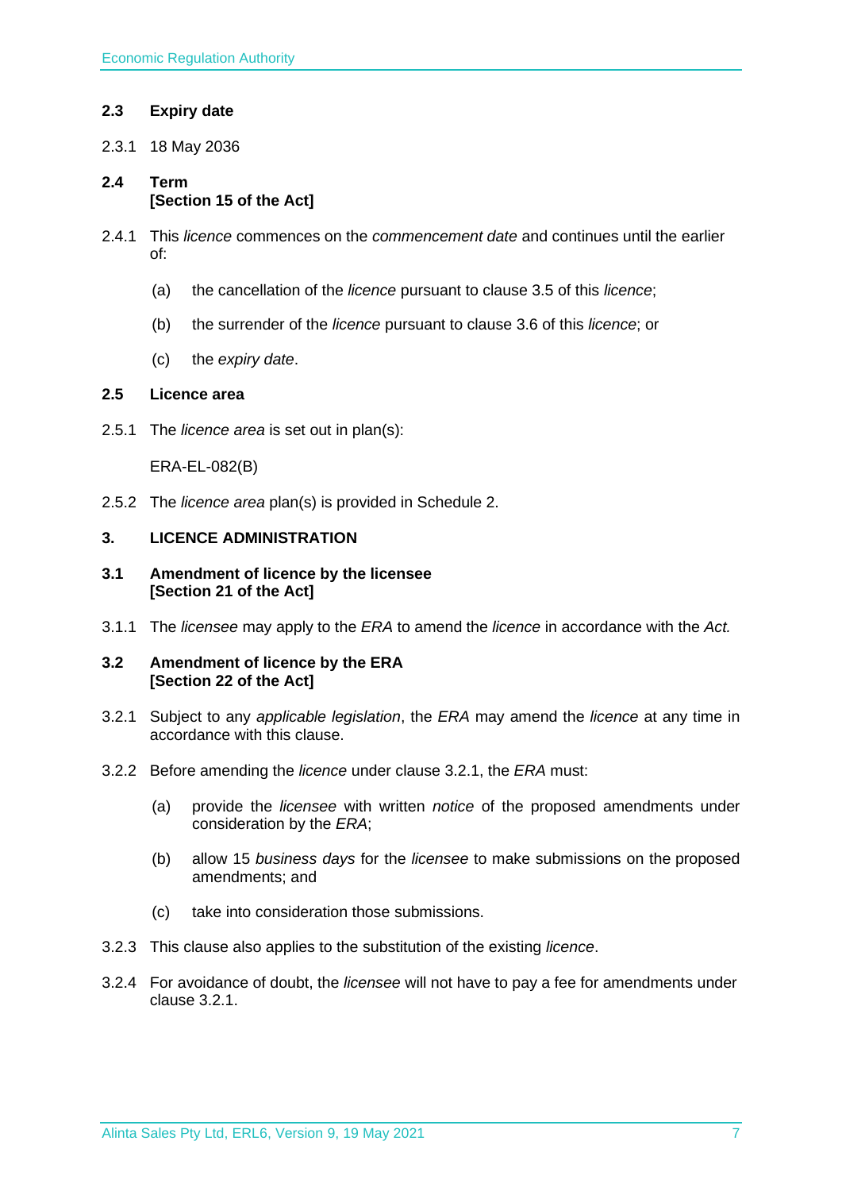### 2.3 Expiry date

2.3.1 18 May 2036

### 2.4 Term
**[Section 15 of the Act]**

2.4.1 This *licence* commences on the *commencement date* and continues until the earlier of:

(a) the cancellation of the *licence* pursuant to clause 3.5 of this *licence*;

(b) the surrender of the *licence* pursuant to clause 3.6 of this *licence*; or

(c) the *expiry date*.

### 2.5 Licence area

2.5.1 The *licence area* is set out in plan(s):

ERA-EL-082(B)

2.5.2 The *licence area* plan(s) is provided in Schedule 2.

## 3. LICENCE ADMINISTRATION

### 3.1 Amendment of licence by the licensee
**[Section 21 of the Act]**

3.1.1 The *licensee* may apply to the *ERA* to amend the *licence* in accordance with the *Act.*

### 3.2 Amendment of licence by the ERA
**[Section 22 of the Act]**

3.2.1 Subject to any *applicable legislation*, the *ERA* may amend the *licence* at any time in accordance with this clause.

3.2.2 Before amending the *licence* under clause 3.2.1, the *ERA* must:

(a) provide the *licensee* with written *notice* of the proposed amendments under consideration by the *ERA*;

(b) allow 15 *business days* for the *licensee* to make submissions on the proposed amendments; and

(c) take into consideration those submissions.

3.2.3 This clause also applies to the substitution of the existing *licence*.

3.2.4 For avoidance of doubt, the *licensee* will not have to pay a fee for amendments under clause 3.2.1.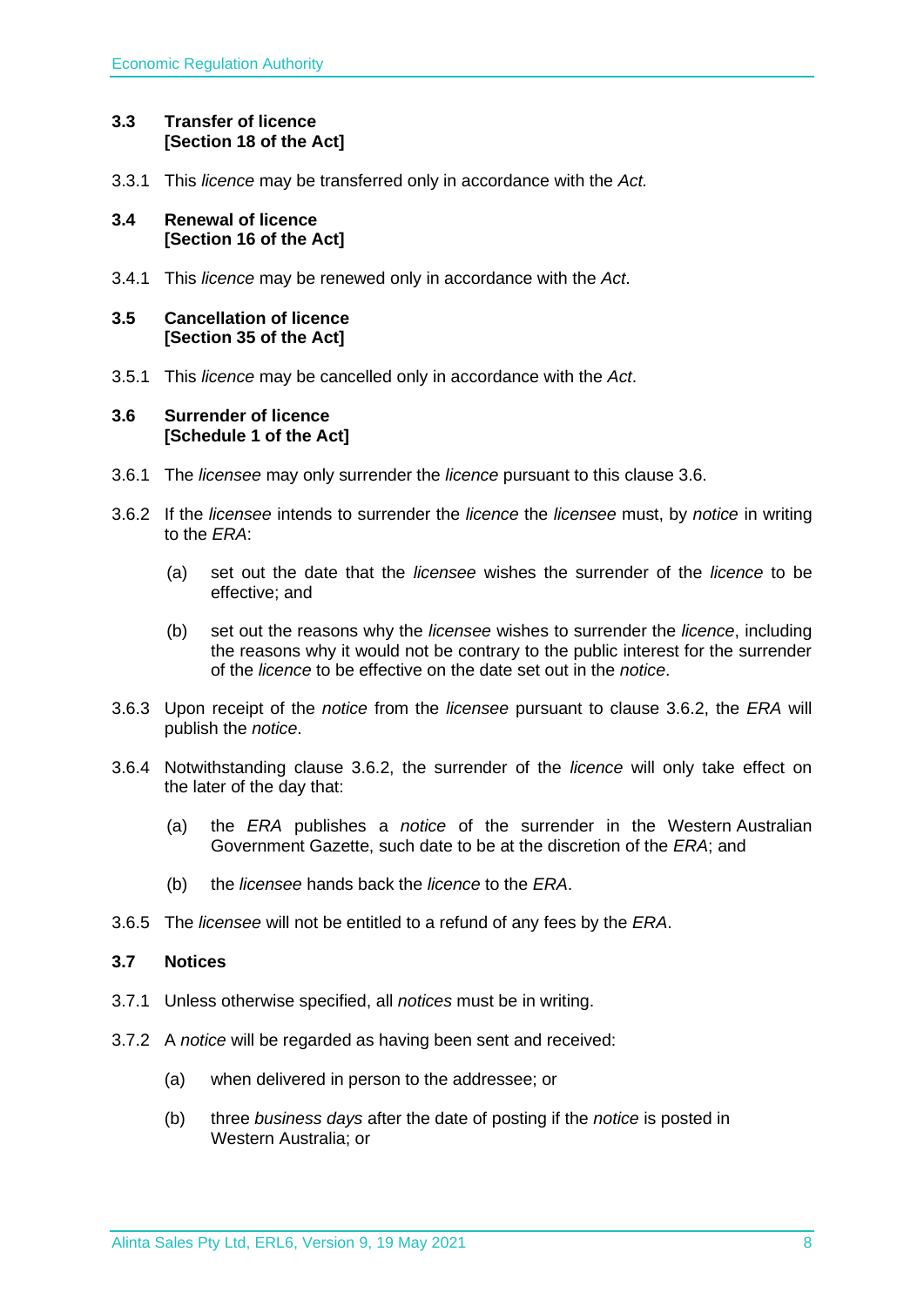### 3.3 Transfer of licence [Section 18 of the Act]

3.3.1 This *licence* may be transferred only in accordance with the *Act.*

### 3.4 Renewal of licence [Section 16 of the Act]

3.4.1 This *licence* may be renewed only in accordance with the *Act*.

### 3.5 Cancellation of licence [Section 35 of the Act]

3.5.1 This *licence* may be cancelled only in accordance with the *Act*.

### 3.6 Surrender of licence [Schedule 1 of the Act]

3.6.1 The *licensee* may only surrender the *licence* pursuant to this clause 3.6.

3.6.2 If the *licensee* intends to surrender the *licence* the *licensee* must, by *notice* in writing to the *ERA*:

(a) set out the date that the *licensee* wishes the surrender of the *licence* to be effective; and

(b) set out the reasons why the *licensee* wishes to surrender the *licence*, including the reasons why it would not be contrary to the public interest for the surrender of the *licence* to be effective on the date set out in the *notice*.

3.6.3 Upon receipt of the *notice* from the *licensee* pursuant to clause 3.6.2, the *ERA* will publish the *notice*.

3.6.4 Notwithstanding clause 3.6.2, the surrender of the *licence* will only take effect on the later of the day that:

(a) the *ERA* publishes a *notice* of the surrender in the Western Australian Government Gazette, such date to be at the discretion of the *ERA*; and

(b) the *licensee* hands back the *licence* to the *ERA*.

3.6.5 The *licensee* will not be entitled to a refund of any fees by the *ERA*.

### 3.7 Notices

3.7.1 Unless otherwise specified, all *notices* must be in writing.

3.7.2 A *notice* will be regarded as having been sent and received:

(a) when delivered in person to the addressee; or

(b) three *business days* after the date of posting if the *notice* is posted in Western Australia; or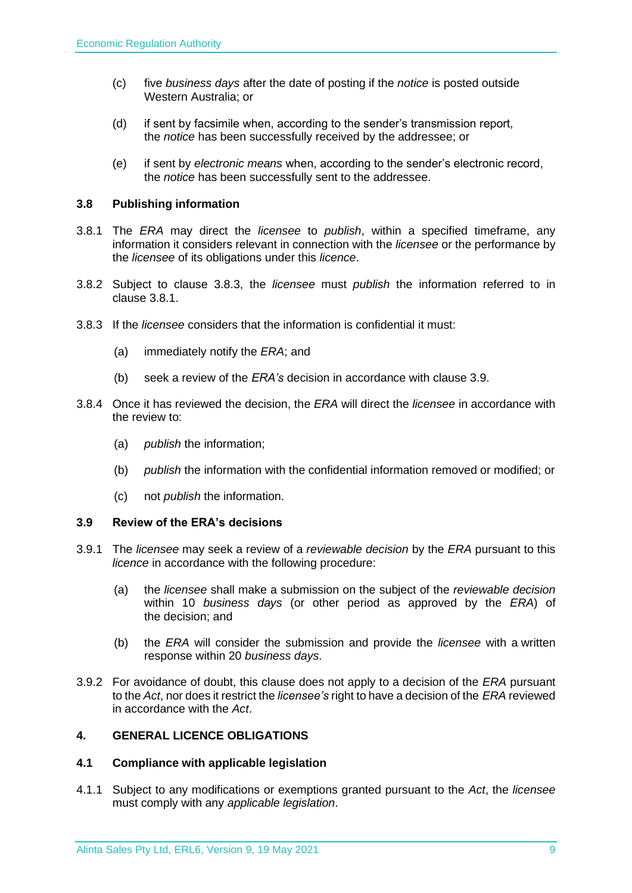(c) five *business days* after the date of posting if the *notice* is posted outside Western Australia; or

(d) if sent by facsimile when, according to the sender's transmission report, the *notice* has been successfully received by the addressee; or

(e) if sent by *electronic means* when, according to the sender's electronic record, the *notice* has been successfully sent to the addressee.

### 3.8 Publishing information

3.8.1 The *ERA* may direct the *licensee* to *publish*, within a specified timeframe, any information it considers relevant in connection with the *licensee* or the performance by the *licensee* of its obligations under this *licence*.

3.8.2 Subject to clause 3.8.3, the *licensee* must *publish* the information referred to in clause 3.8.1.

3.8.3 If the *licensee* considers that the information is confidential it must:

(a) immediately notify the *ERA*; and

(b) seek a review of the *ERA's* decision in accordance with clause 3.9.

3.8.4 Once it has reviewed the decision, the *ERA* will direct the *licensee* in accordance with the review to:

(a) *publish* the information;

(b) *publish* the information with the confidential information removed or modified; or

(c) not *publish* the information.

### 3.9 Review of the ERA's decisions

3.9.1 The *licensee* may seek a review of a *reviewable decision* by the *ERA* pursuant to this *licence* in accordance with the following procedure:

(a) the *licensee* shall make a submission on the subject of the *reviewable decision* within 10 *business days* (or other period as approved by the *ERA*) of the decision; and

(b) the *ERA* will consider the submission and provide the *licensee* with a written response within 20 *business days*.

3.9.2 For avoidance of doubt, this clause does not apply to a decision of the *ERA* pursuant to the *Act*, nor does it restrict the *licensee's* right to have a decision of the *ERA* reviewed in accordance with the *Act*.

## 4. GENERAL LICENCE OBLIGATIONS

### 4.1 Compliance with applicable legislation

4.1.1 Subject to any modifications or exemptions granted pursuant to the *Act*, the *licensee* must comply with any *applicable legislation*.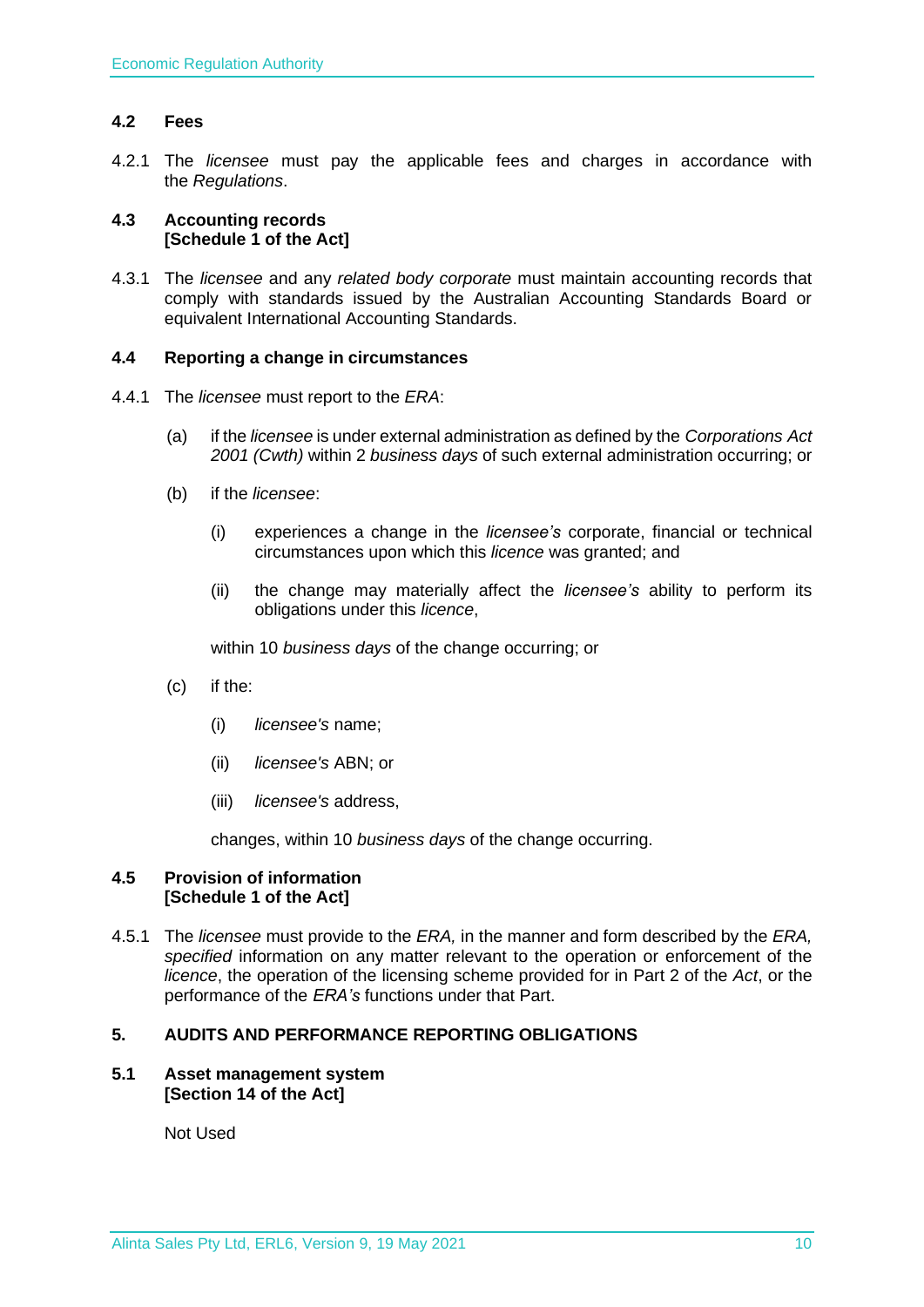### 4.2 Fees

4.2.1 The *licensee* must pay the applicable fees and charges in accordance with the *Regulations*.

### 4.3 Accounting records [Schedule 1 of the Act]

4.3.1 The *licensee* and any *related body corporate* must maintain accounting records that comply with standards issued by the Australian Accounting Standards Board or equivalent International Accounting Standards.

### 4.4 Reporting a change in circumstances

4.4.1 The *licensee* must report to the *ERA*:

(a) if the *licensee* is under external administration as defined by the *Corporations Act 2001 (Cwth)* within 2 *business days* of such external administration occurring; or

(b) if the *licensee*:

  (i) experiences a change in the *licensee's* corporate, financial or technical circumstances upon which this *licence* was granted; and

  (ii) the change may materially affect the *licensee's* ability to perform its obligations under this *licence*,

  within 10 *business days* of the change occurring; or

(c) if the:

  (i) *licensee's* name;

  (ii) *licensee's* ABN; or

  (iii) *licensee's* address,

  changes, within 10 *business days* of the change occurring.

### 4.5 Provision of information [Schedule 1 of the Act]

4.5.1 The *licensee* must provide to the *ERA,* in the manner and form described by the *ERA, specified* information on any matter relevant to the operation or enforcement of the *licence*, the operation of the licensing scheme provided for in Part 2 of the *Act*, or the performance of the *ERA's* functions under that Part.

## 5. AUDITS AND PERFORMANCE REPORTING OBLIGATIONS

### 5.1 Asset management system [Section 14 of the Act]

Not Used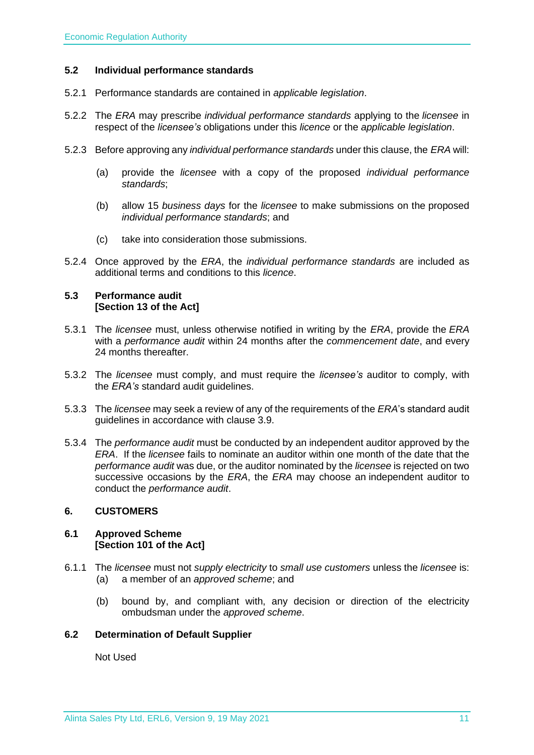### 5.2 Individual performance standards

5.2.1 Performance standards are contained in *applicable legislation*.

5.2.2 The *ERA* may prescribe *individual performance standards* applying to the *licensee* in respect of the *licensee's* obligations under this *licence* or the *applicable legislation*.

5.2.3 Before approving any *individual performance standards* under this clause, the *ERA* will:

(a) provide the *licensee* with a copy of the proposed *individual performance standards*;

(b) allow 15 *business days* for the *licensee* to make submissions on the proposed *individual performance standards*; and

(c) take into consideration those submissions.

5.2.4 Once approved by the *ERA*, the *individual performance standards* are included as additional terms and conditions to this *licence*.

### 5.3 Performance audit [Section 13 of the Act]

5.3.1 The *licensee* must, unless otherwise notified in writing by the *ERA*, provide the *ERA* with a *performance audit* within 24 months after the *commencement date*, and every 24 months thereafter.

5.3.2 The *licensee* must comply, and must require the *licensee's* auditor to comply, with the *ERA's* standard audit guidelines.

5.3.3 The *licensee* may seek a review of any of the requirements of the *ERA*'s standard audit guidelines in accordance with clause 3.9.

5.3.4 The *performance audit* must be conducted by an independent auditor approved by the *ERA*. If the *licensee* fails to nominate an auditor within one month of the date that the *performance audit* was due, or the auditor nominated by the *licensee* is rejected on two successive occasions by the *ERA*, the *ERA* may choose an independent auditor to conduct the *performance audit*.

## 6. CUSTOMERS

### 6.1 Approved Scheme [Section 101 of the Act]

6.1.1 The *licensee* must not *supply electricity* to *small use customers* unless the *licensee* is:

(a) a member of an *approved scheme*; and

(b) bound by, and compliant with, any decision or direction of the electricity ombudsman under the *approved scheme*.

### 6.2 Determination of Default Supplier

Not Used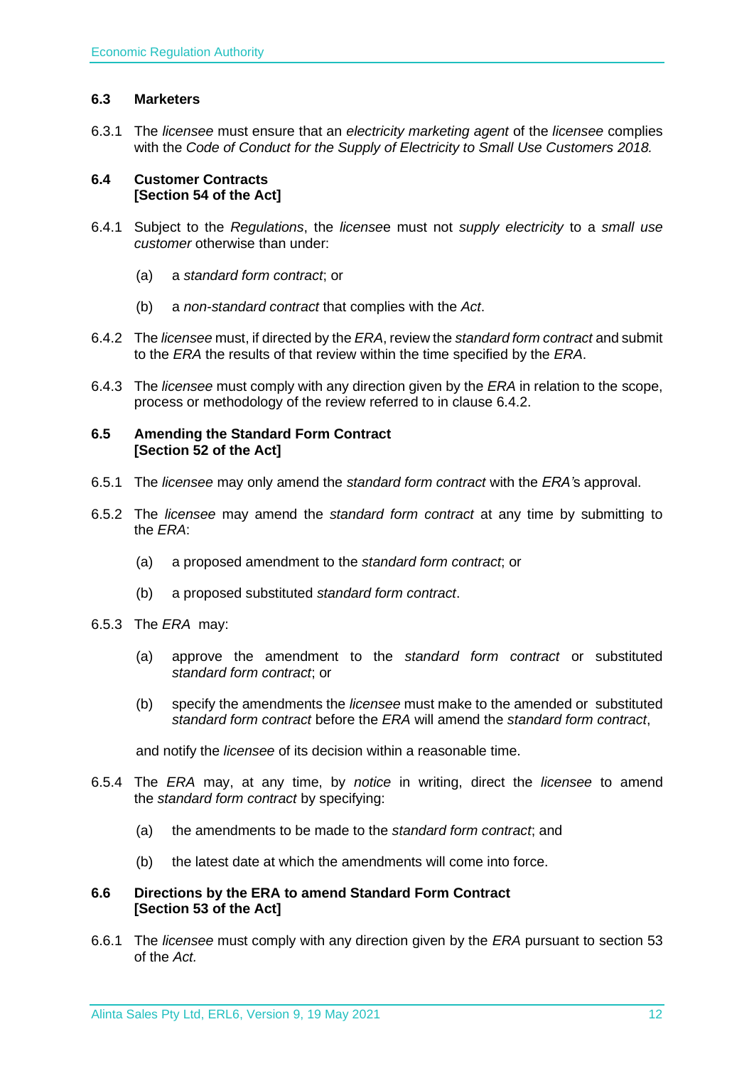### 6.3 Marketers

6.3.1 The *licensee* must ensure that an *electricity marketing agent* of the *licensee* complies with the *Code of Conduct for the Supply of Electricity to Small Use Customers 2018.*

### 6.4 Customer Contracts [Section 54 of the Act]

6.4.1 Subject to the *Regulations*, the *licensee* must not *supply electricity* to a *small use customer* otherwise than under:

(a) a *standard form contract*; or

(b) a *non-standard contract* that complies with the *Act*.

6.4.2 The *licensee* must, if directed by the *ERA*, review the *standard form contract* and submit to the *ERA* the results of that review within the time specified by the *ERA*.

6.4.3 The *licensee* must comply with any direction given by the *ERA* in relation to the scope, process or methodology of the review referred to in clause 6.4.2.

### 6.5 Amending the Standard Form Contract [Section 52 of the Act]

6.5.1 The *licensee* may only amend the *standard form contract* with the *ERA's* approval.

6.5.2 The *licensee* may amend the *standard form contract* at any time by submitting to the *ERA*:

(a) a proposed amendment to the *standard form contract*; or

(b) a proposed substituted *standard form contract*.

6.5.3 The *ERA* may:

(a) approve the amendment to the *standard form contract* or substituted *standard form contract*; or

(b) specify the amendments the *licensee* must make to the amended or substituted *standard form contract* before the *ERA* will amend the *standard form contract*,

and notify the *licensee* of its decision within a reasonable time.

6.5.4 The *ERA* may, at any time, by *notice* in writing, direct the *licensee* to amend the *standard form contract* by specifying:

(a) the amendments to be made to the *standard form contract*; and

(b) the latest date at which the amendments will come into force.

### 6.6 Directions by the ERA to amend Standard Form Contract [Section 53 of the Act]

6.6.1 The *licensee* must comply with any direction given by the *ERA* pursuant to section 53 of the *Act.*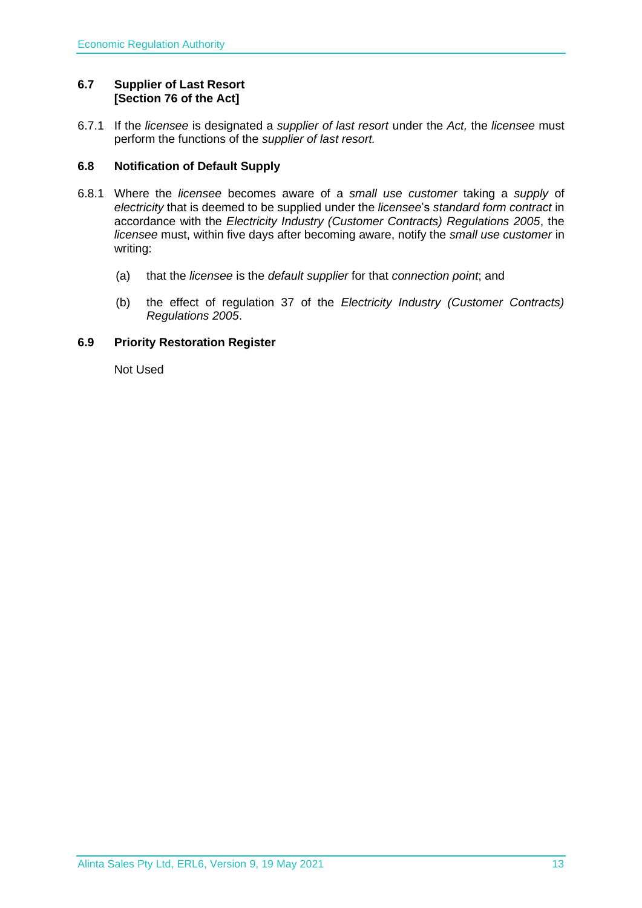### 6.7 Supplier of Last Resort [Section 76 of the Act]

6.7.1 If the *licensee* is designated a *supplier of last resort* under the *Act,* the *licensee* must perform the functions of the *supplier of last resort.*

### 6.8 Notification of Default Supply

6.8.1 Where the *licensee* becomes aware of a *small use customer* taking a *supply* of *electricity* that is deemed to be supplied under the *licensee*'s *standard form contract* in accordance with the *Electricity Industry (Customer Contracts) Regulations 2005*, the *licensee* must, within five days after becoming aware, notify the *small use customer* in writing:

(a) that the *licensee* is the *default supplier* for that *connection point*; and

(b) the effect of regulation 37 of the *Electricity Industry (Customer Contracts) Regulations 2005*.

### 6.9 Priority Restoration Register

Not Used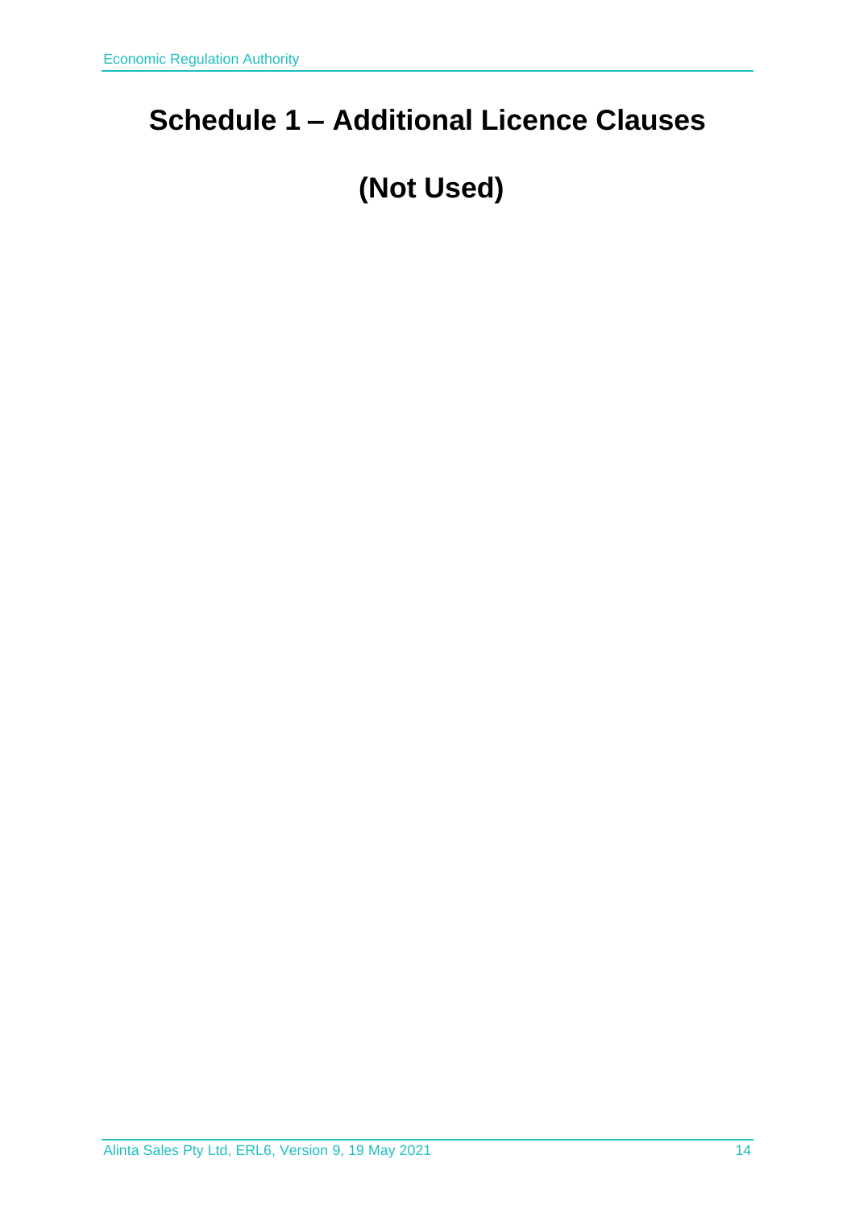# Schedule 1 – Additional Licence Clauses

# (Not Used)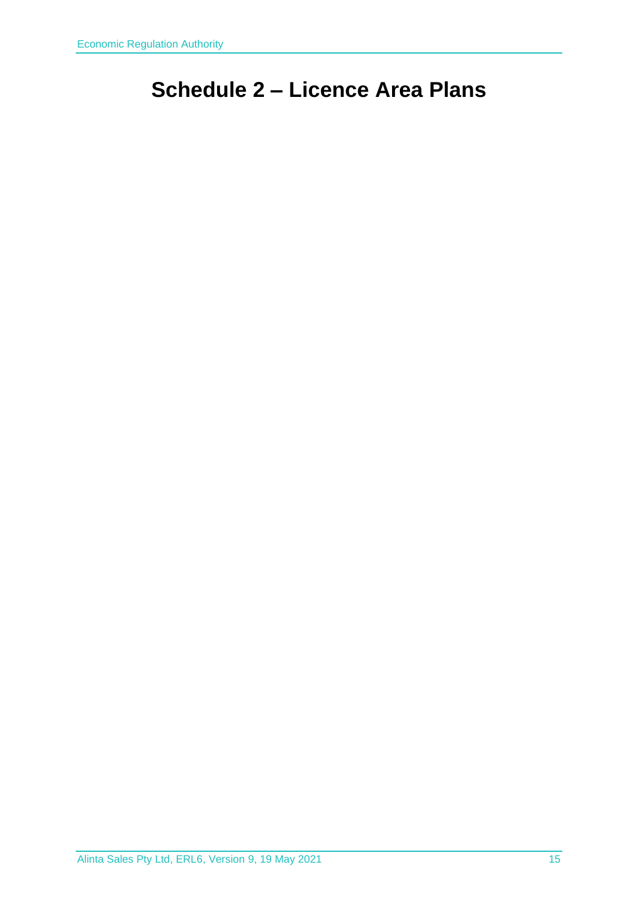# Schedule 2 – Licence Area Plans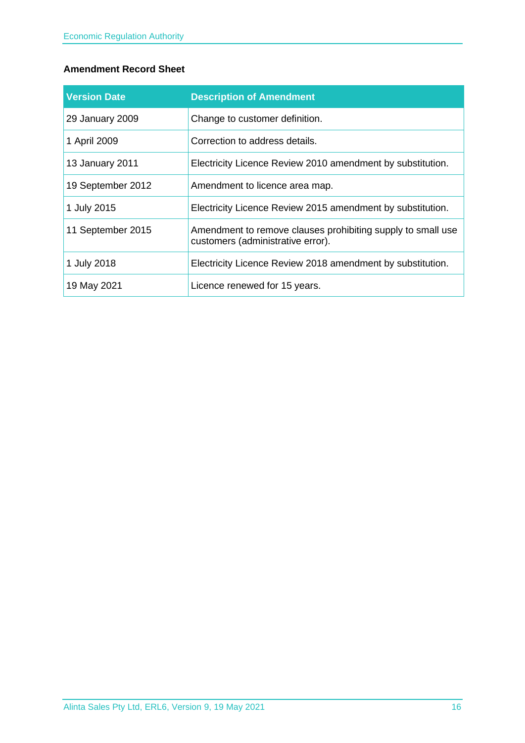**Amendment Record Sheet**

| Version Date | Description of Amendment |
|---|---|
| 29 January 2009 | Change to customer definition. |
| 1 April 2009 | Correction to address details. |
| 13 January 2011 | Electricity Licence Review 2010 amendment by substitution. |
| 19 September 2012 | Amendment to licence area map. |
| 1 July 2015 | Electricity Licence Review 2015 amendment by substitution. |
| 11 September 2015 | Amendment to remove clauses prohibiting supply to small use customers (administrative error). |
| 1 July 2018 | Electricity Licence Review 2018 amendment by substitution. |
| 19 May 2021 | Licence renewed for 15 years. |